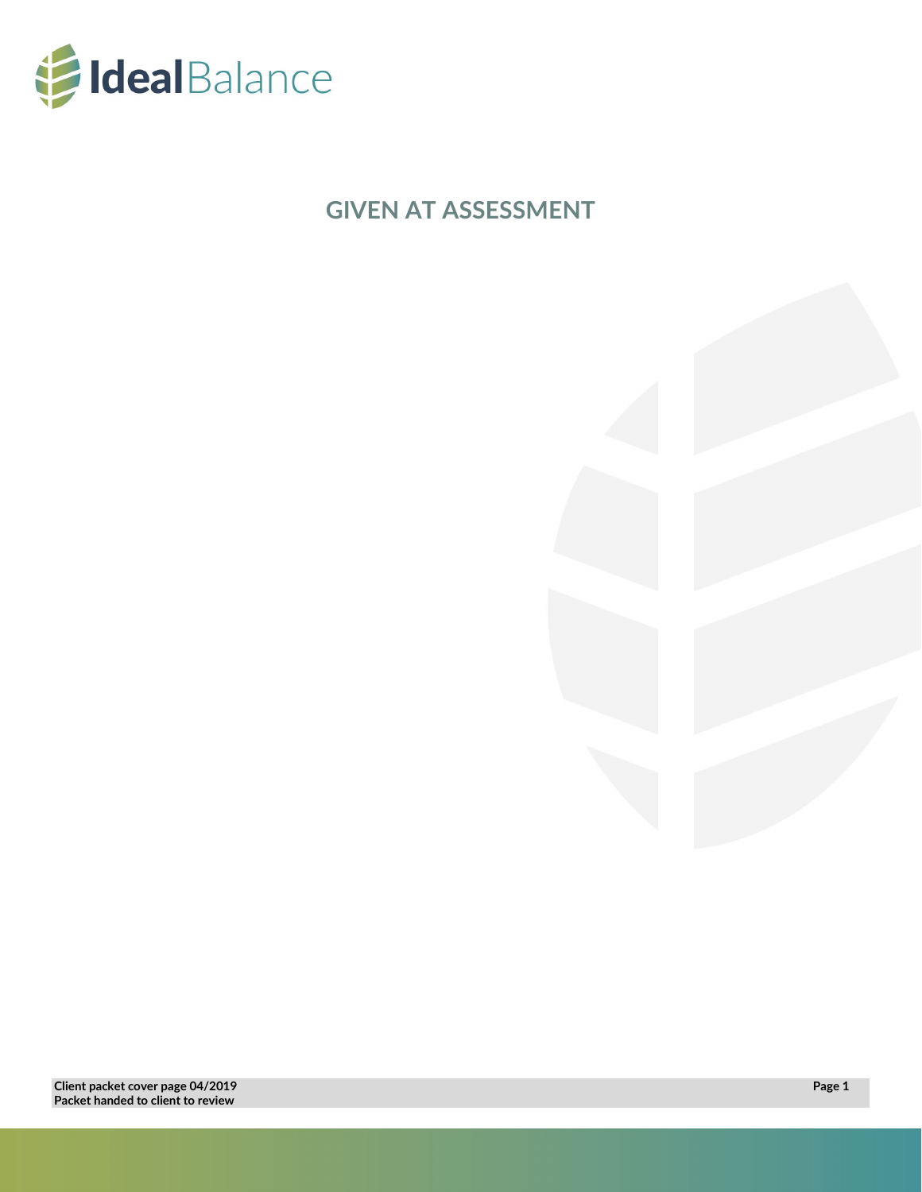IdealBalance

# GIVEN AT ASSESSMENT

**Client packet cover page 04/2019**
**Packet handed to client to review**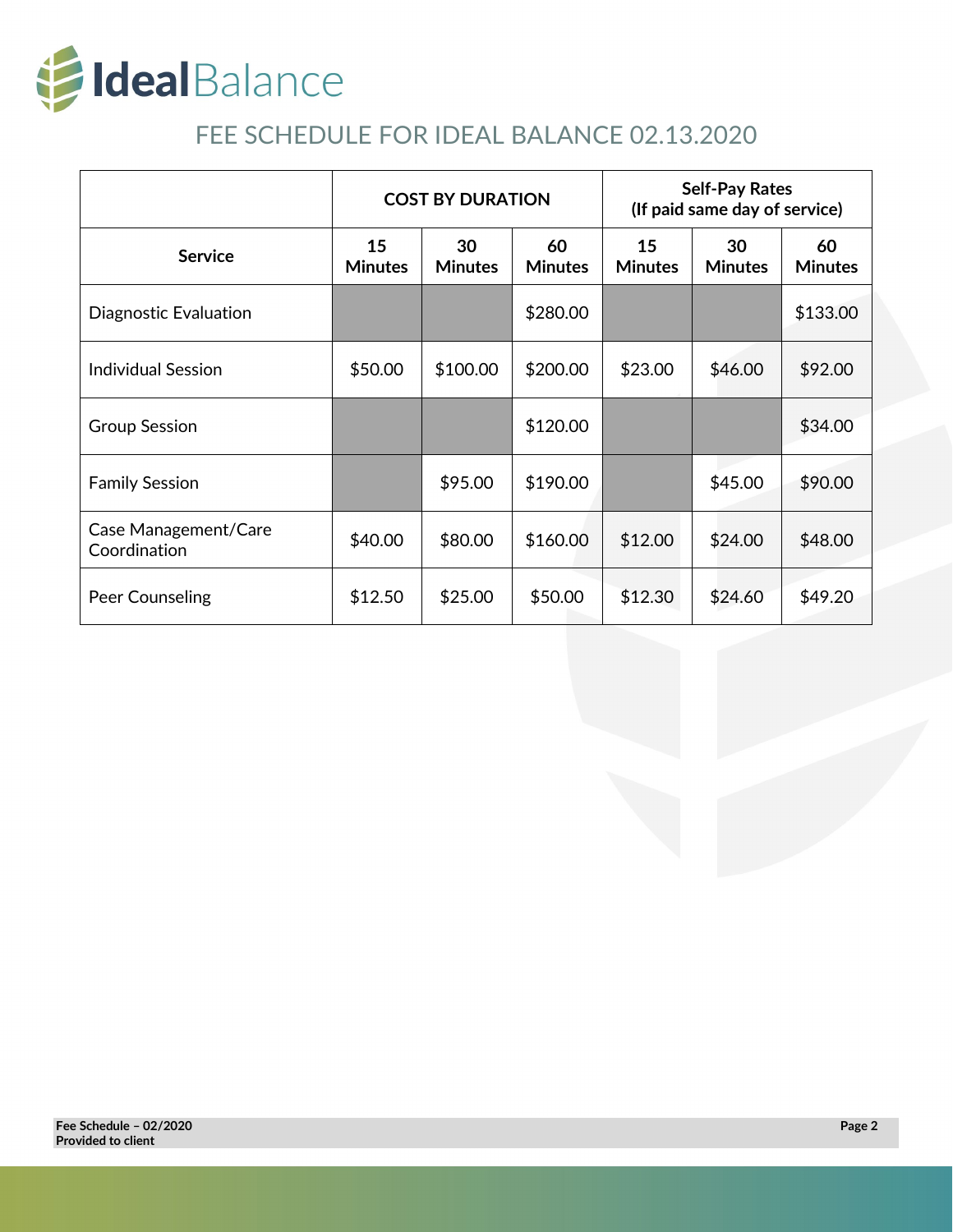IdealBalance

# FEE SCHEDULE FOR IDEAL BALANCE 02.13.2020

| | COST BY DURATION | | | Self-Pay Rates (If paid same day of service) | | |
|---|---|---|---|---|---|---|
| **Service** | **15 Minutes** | **30 Minutes** | **60 Minutes** | **15 Minutes** | **30 Minutes** | **60 Minutes** |
| Diagnostic Evaluation | | | $280.00 | | | $133.00 |
| Individual Session | $50.00 | $100.00 | $200.00 | $23.00 | $46.00 | $92.00 |
| Group Session | | | $120.00 | | | $34.00 |
| Family Session | | $95.00 | $190.00 | | $45.00 | $90.00 |
| Case Management/Care Coordination | $40.00 | $80.00 | $160.00 | $12.00 | $24.00 | $48.00 |
| Peer Counseling | $12.50 | $25.00 | $50.00 | $12.30 | $24.60 | $49.20 |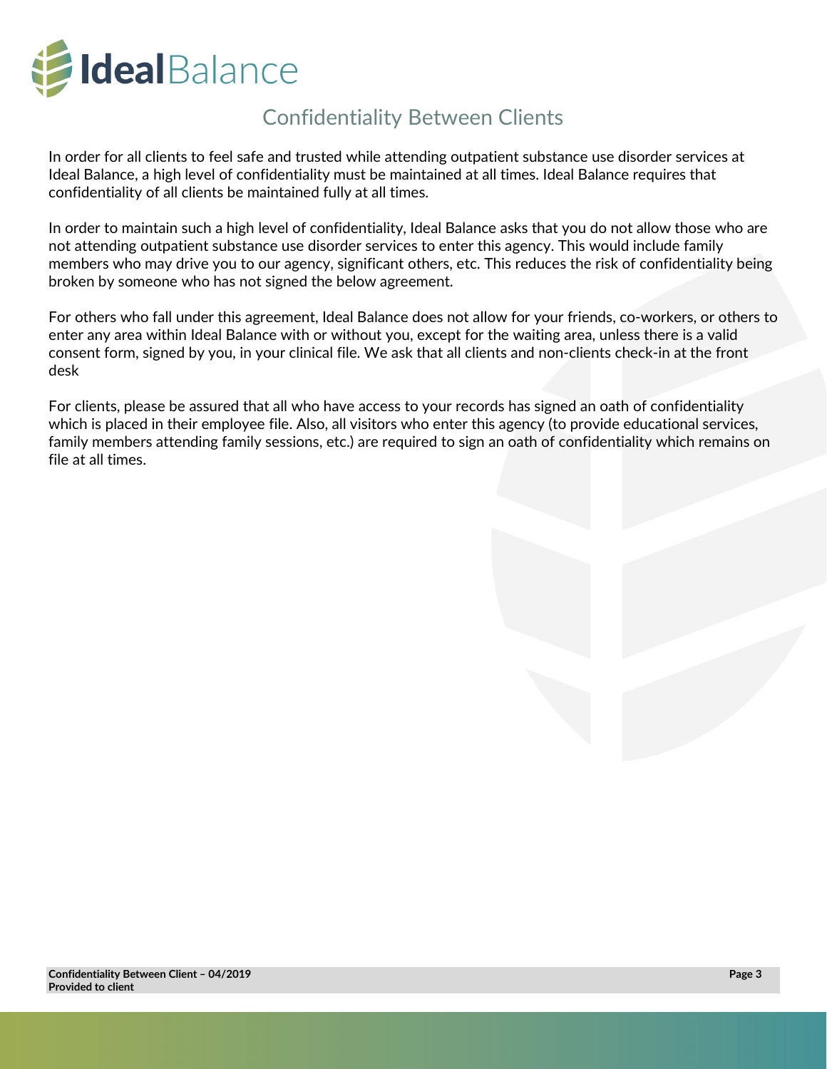## Confidentiality Between Clients

In order for all clients to feel safe and trusted while attending outpatient substance use disorder services at Ideal Balance, a high level of confidentiality must be maintained at all times. Ideal Balance requires that confidentiality of all clients be maintained fully at all times.

In order to maintain such a high level of confidentiality, Ideal Balance asks that you do not allow those who are not attending outpatient substance use disorder services to enter this agency. This would include family members who may drive you to our agency, significant others, etc. This reduces the risk of confidentiality being broken by someone who has not signed the below agreement.

For others who fall under this agreement, Ideal Balance does not allow for your friends, co-workers, or others to enter any area within Ideal Balance with or without you, except for the waiting area, unless there is a valid consent form, signed by you, in your clinical file. We ask that all clients and non-clients check-in at the front desk

For clients, please be assured that all who have access to your records has signed an oath of confidentiality which is placed in their employee file. Also, all visitors who enter this agency (to provide educational services, family members attending family sessions, etc.) are required to sign an oath of confidentiality which remains on file at all times.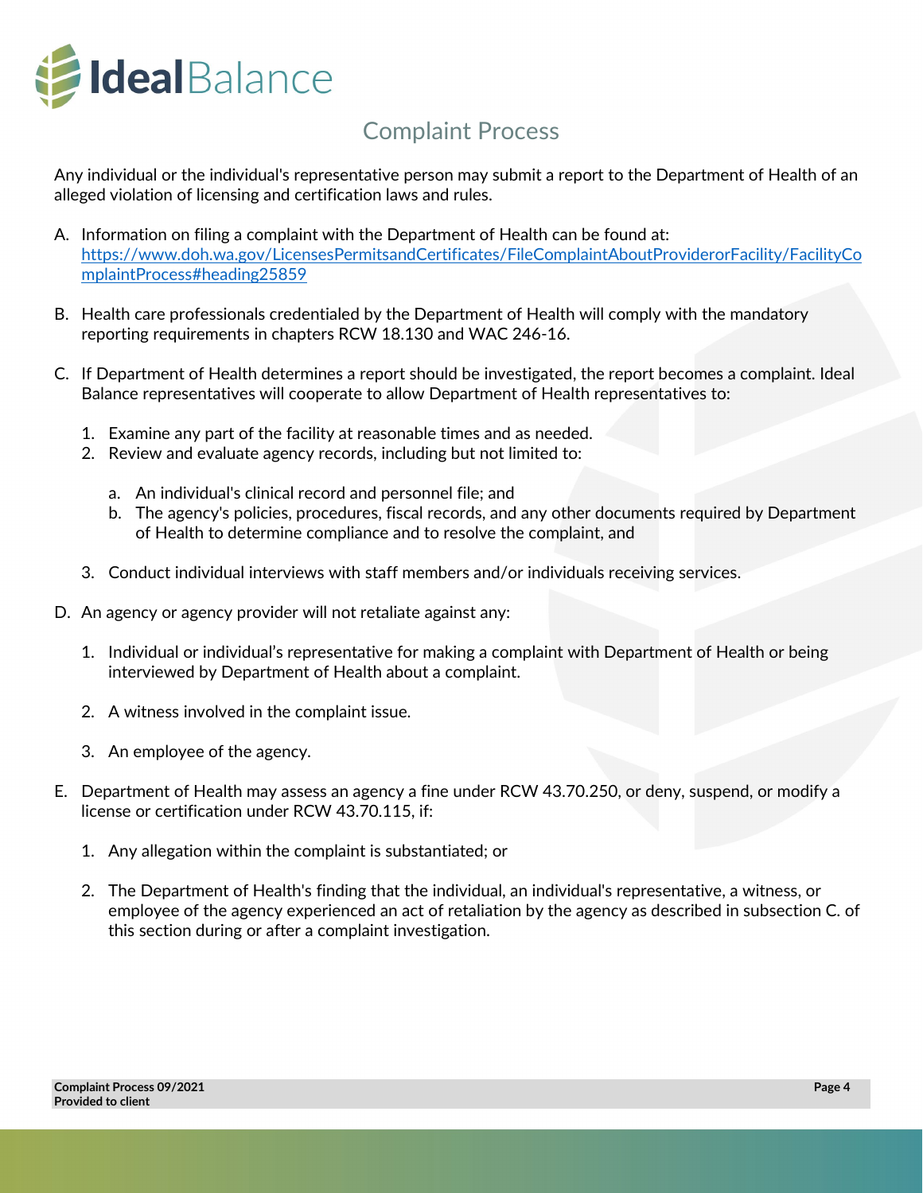# Complaint Process

Any individual or the individual's representative person may submit a report to the Department of Health of an alleged violation of licensing and certification laws and rules.

A. Information on filing a complaint with the Department of Health can be found at: [https://www.doh.wa.gov/LicensesPermitsandCertificates/FileComplaintAboutProviderorFacility/FacilityComplaintProcess#heading25859](https://www.doh.wa.gov/LicensesPermitsandCertificates/FileComplaintAboutProviderorFacility/FacilityComplaintProcess#heading25859)

B. Health care professionals credentialed by the Department of Health will comply with the mandatory reporting requirements in chapters RCW 18.130 and WAC 246-16.

C. If Department of Health determines a report should be investigated, the report becomes a complaint. Ideal Balance representatives will cooperate to allow Department of Health representatives to:

   1. Examine any part of the facility at reasonable times and as needed.
   2. Review and evaluate agency records, including but not limited to:

      a. An individual's clinical record and personnel file; and
      b. The agency's policies, procedures, fiscal records, and any other documents required by Department of Health to determine compliance and to resolve the complaint, and

   3. Conduct individual interviews with staff members and/or individuals receiving services.

D. An agency or agency provider will not retaliate against any:

   1. Individual or individual's representative for making a complaint with Department of Health or being interviewed by Department of Health about a complaint.

   2. A witness involved in the complaint issue.

   3. An employee of the agency.

E. Department of Health may assess an agency a fine under RCW 43.70.250, or deny, suspend, or modify a license or certification under RCW 43.70.115, if:

   1. Any allegation within the complaint is substantiated; or

   2. The Department of Health's finding that the individual, an individual's representative, a witness, or employee of the agency experienced an act of retaliation by the agency as described in subsection C. of this section during or after a complaint investigation.

**Complaint Process 09/2021**
**Provided to client**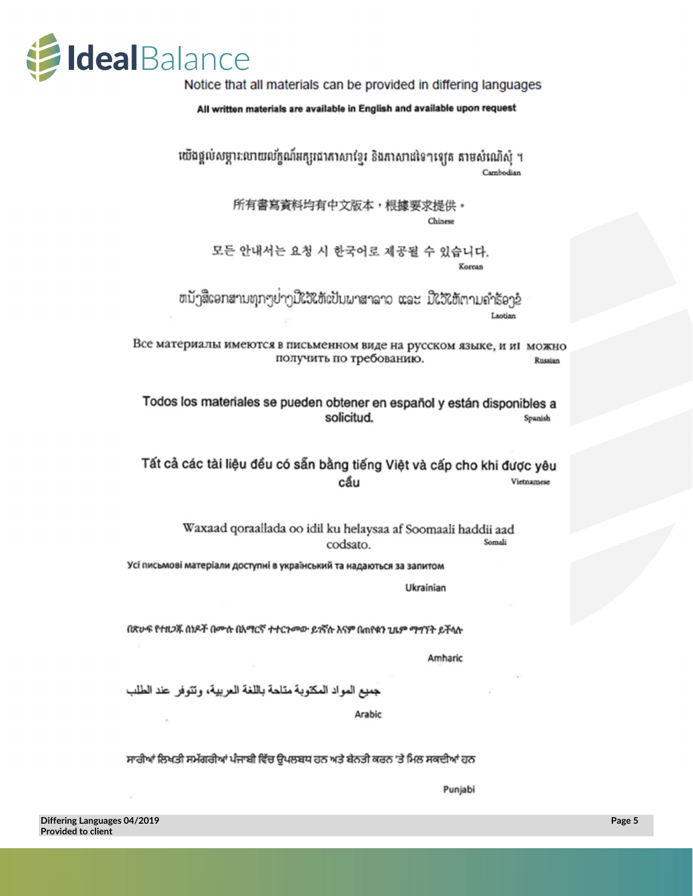Notice that all materials can be provided in differing languages

**All written materials are available in English and available upon request**

យើងផ្តល់សម្ភារៈឯកសារណ៍ជាភាសាខ្មែរ និងភាសាដទៃទៀត តាមសំណើសុំ ។

Cambodian

所有書寫資料均有中文版本，根據要求提供。

Chinese

모든 안내서는 요청 시 한국어로 제공될 수 있습니다.

Korean

ໜັງສືເອກະສານທຸກໆຢ່າງມີໃວ້ໃຫ້ເປັນພາສາລາວ ແລະ ມີໃວ້ໃຫ້ຕາມຄຳຮ້ອງຂໍ

Laotian

Все материалы имеются в письменном виде на русском языке, и их можно получить по требованию.

Russian

Todos los materiales se pueden obtener en español y están disponibles a solicitud.

Spanish

Tất cả các tài liệu đều có sẵn bằng tiếng Việt và cấp cho khi được yêu cầu

Vietnamese

Waxaad qoraallada oo idil ku helaysaa af Soomaali haddii aad codsato.

Somali

Усі письмові матеріали доступні в українській та надаються за запитом

Ukrainian

በጽሁፍ የተዘጋጁ ሰነዶች በሙሉ በአማርኛ ተተርጉመው ይገኛሉ እናም በጠየቁን ጊዜም ማግኘት ይችላሉ

Amharic

جميع المواد المكتوبة متاحة باللغة العربية، وتتوفر عند الطلب

Arabic

ਸਾਰੀਆਂ ਲਿਖਤੀ ਸਮੱਗਰੀਆਂ ਪੰਜਾਬੀ ਵਿੱਚ ਉਪਲਬਧ ਹਨ ਅਤੇ ਬੇਨਤੀ ਕਰਨ 'ਤੇ ਮਿਲ ਸਕਦੀਆਂ ਹਨ

Punjabi

Differing Languages 04/2019
Provided to client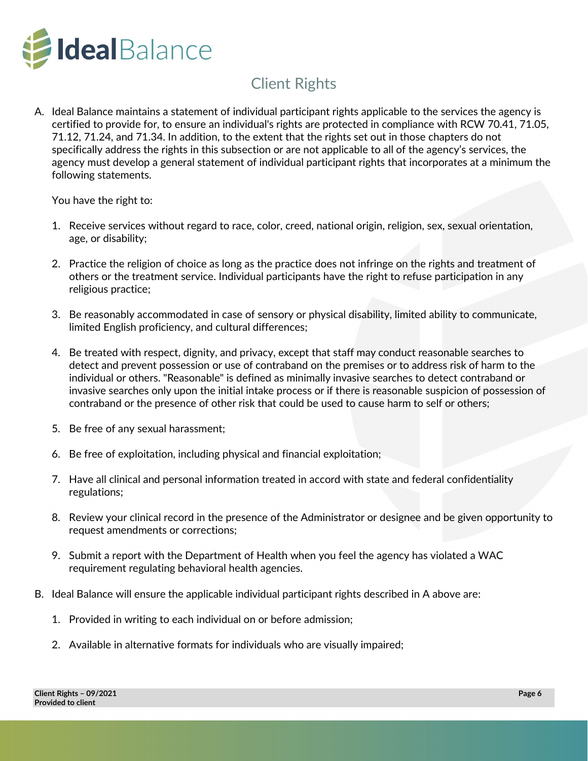## Client Rights

A. Ideal Balance maintains a statement of individual participant rights applicable to the services the agency is certified to provide for, to ensure an individual's rights are protected in compliance with RCW 70.41, 71.05, 71.12, 71.24, and 71.34. In addition, to the extent that the rights set out in those chapters do not specifically address the rights in this subsection or are not applicable to all of the agency's services, the agency must develop a general statement of individual participant rights that incorporates at a minimum the following statements.

   You have the right to:

   1. Receive services without regard to race, color, creed, national origin, religion, sex, sexual orientation, age, or disability;
   2. Practice the religion of choice as long as the practice does not infringe on the rights and treatment of others or the treatment service. Individual participants have the right to refuse participation in any religious practice;
   3. Be reasonably accommodated in case of sensory or physical disability, limited ability to communicate, limited English proficiency, and cultural differences;
   4. Be treated with respect, dignity, and privacy, except that staff may conduct reasonable searches to detect and prevent possession or use of contraband on the premises or to address risk of harm to the individual or others. "Reasonable" is defined as minimally invasive searches to detect contraband or invasive searches only upon the initial intake process or if there is reasonable suspicion of possession of contraband or the presence of other risk that could be used to cause harm to self or others;
   5. Be free of any sexual harassment;
   6. Be free of exploitation, including physical and financial exploitation;
   7. Have all clinical and personal information treated in accord with state and federal confidentiality regulations;
   8. Review your clinical record in the presence of the Administrator or designee and be given opportunity to request amendments or corrections;
   9. Submit a report with the Department of Health when you feel the agency has violated a WAC requirement regulating behavioral health agencies.

B. Ideal Balance will ensure the applicable individual participant rights described in A above are:

   1. Provided in writing to each individual on or before admission;
   2. Available in alternative formats for individuals who are visually impaired;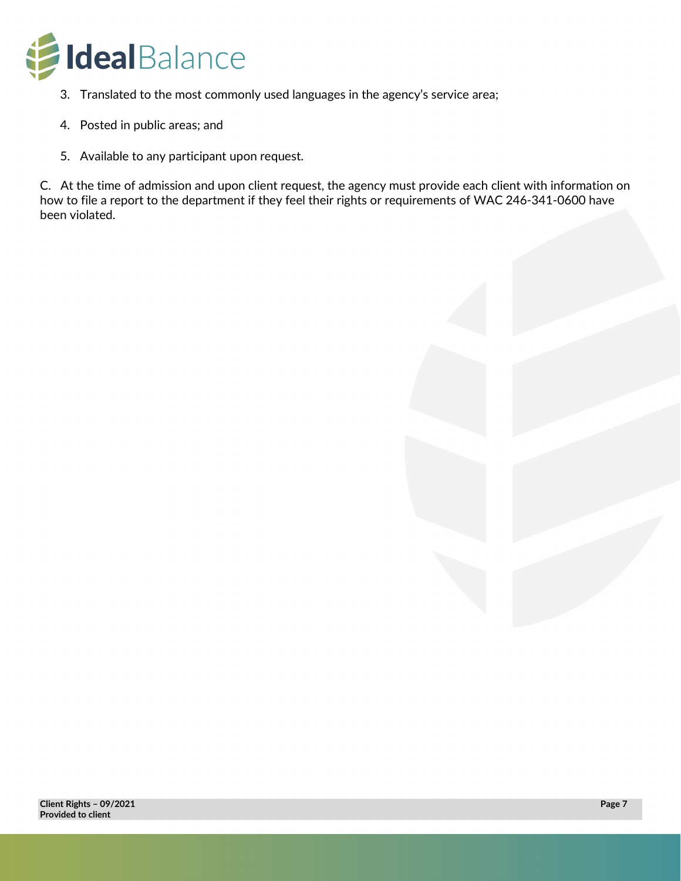3. Translated to the most commonly used languages in the agency's service area;

4. Posted in public areas; and

5. Available to any participant upon request.

C. At the time of admission and upon client request, the agency must provide each client with information on how to file a report to the department if they feel their rights or requirements of WAC 246-341-0600 have been violated.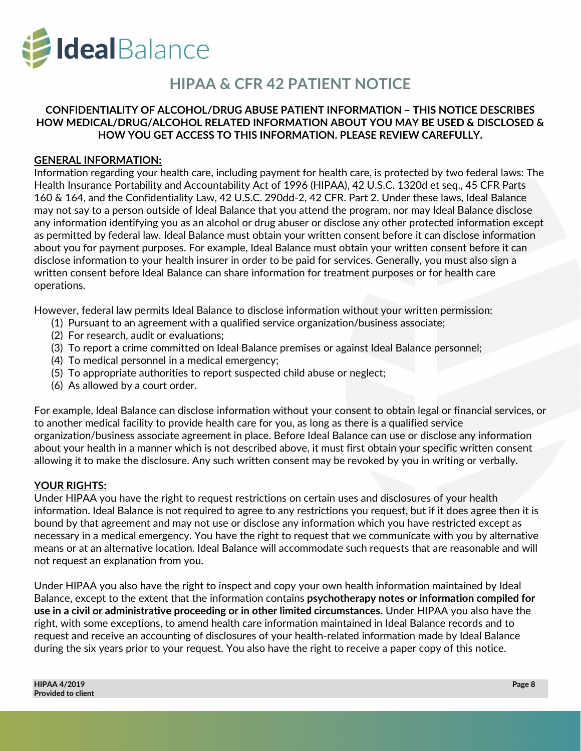# HIPAA & CFR 42 PATIENT NOTICE

**CONFIDENTIALITY OF ALCOHOL/DRUG ABUSE PATIENT INFORMATION – THIS NOTICE DESCRIBES HOW MEDICAL/DRUG/ALCOHOL RELATED INFORMATION ABOUT YOU MAY BE USED & DISCLOSED & HOW YOU GET ACCESS TO THIS INFORMATION. PLEASE REVIEW CAREFULLY.**

## GENERAL INFORMATION:

Information regarding your health care, including payment for health care, is protected by two federal laws: The Health Insurance Portability and Accountability Act of 1996 (HIPAA), 42 U.S.C. 1320d et seq., 45 CFR Parts 160 & 164, and the Confidentiality Law, 42 U.S.C. 290dd-2, 42 CFR. Part 2. Under these laws, Ideal Balance may not say to a person outside of Ideal Balance that you attend the program, nor may Ideal Balance disclose any information identifying you as an alcohol or drug abuser or disclose any other protected information except as permitted by federal law. Ideal Balance must obtain your written consent before it can disclose information about you for payment purposes. For example, Ideal Balance must obtain your written consent before it can disclose information to your health insurer in order to be paid for services. Generally, you must also sign a written consent before Ideal Balance can share information for treatment purposes or for health care operations.

However, federal law permits Ideal Balance to disclose information without your written permission:

1. Pursuant to an agreement with a qualified service organization/business associate;
2. For research, audit or evaluations;
3. To report a crime committed on Ideal Balance premises or against Ideal Balance personnel;
4. To medical personnel in a medical emergency;
5. To appropriate authorities to report suspected child abuse or neglect;
6. As allowed by a court order.

For example, Ideal Balance can disclose information without your consent to obtain legal or financial services, or to another medical facility to provide health care for you, as long as there is a qualified service organization/business associate agreement in place. Before Ideal Balance can use or disclose any information about your health in a manner which is not described above, it must first obtain your specific written consent allowing it to make the disclosure. Any such written consent may be revoked by you in writing or verbally.

## YOUR RIGHTS:

Under HIPAA you have the right to request restrictions on certain uses and disclosures of your health information. Ideal Balance is not required to agree to any restrictions you request, but if it does agree then it is bound by that agreement and may not use or disclose any information which you have restricted except as necessary in a medical emergency. You have the right to request that we communicate with you by alternative means or at an alternative location. Ideal Balance will accommodate such requests that are reasonable and will not request an explanation from you.

Under HIPAA you also have the right to inspect and copy your own health information maintained by Ideal Balance, except to the extent that the information contains **psychotherapy notes or information compiled for use in a civil or administrative proceeding or in other limited circumstances.** Under HIPAA you also have the right, with some exceptions, to amend health care information maintained in Ideal Balance records and to request and receive an accounting of disclosures of your health-related information made by Ideal Balance during the six years prior to your request. You also have the right to receive a paper copy of this notice.

**HIPAA 4/2019**
**Provided to client**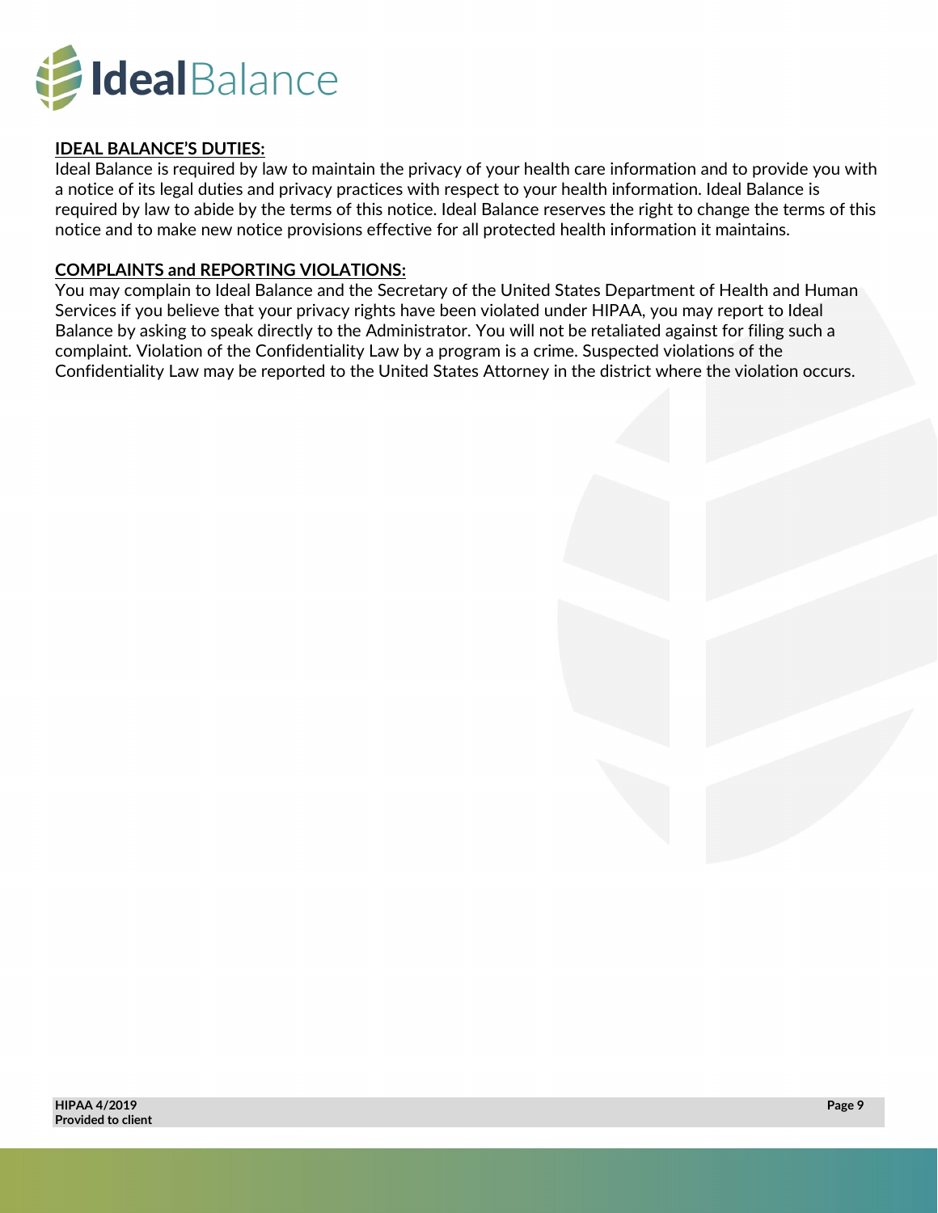**IDEAL BALANCE'S DUTIES:**

Ideal Balance is required by law to maintain the privacy of your health care information and to provide you with a notice of its legal duties and privacy practices with respect to your health information. Ideal Balance is required by law to abide by the terms of this notice. Ideal Balance reserves the right to change the terms of this notice and to make new notice provisions effective for all protected health information it maintains.

**COMPLAINTS and REPORTING VIOLATIONS:**

You may complain to Ideal Balance and the Secretary of the United States Department of Health and Human Services if you believe that your privacy rights have been violated under HIPAA, you may report to Ideal Balance by asking to speak directly to the Administrator. You will not be retaliated against for filing such a complaint. Violation of the Confidentiality Law by a program is a crime. Suspected violations of the Confidentiality Law may be reported to the United States Attorney in the district where the violation occurs.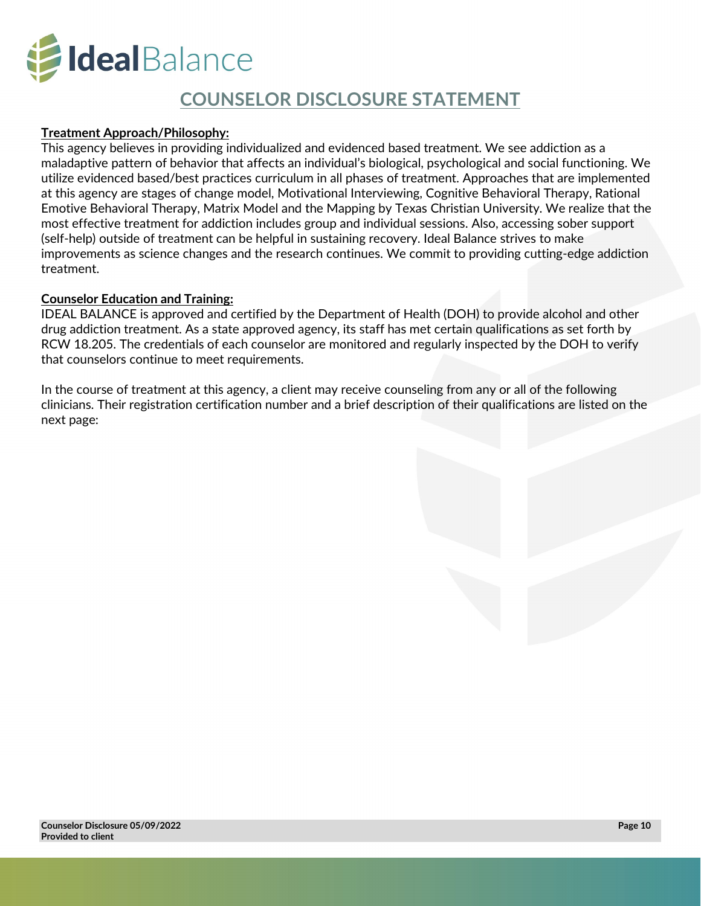# COUNSELOR DISCLOSURE STATEMENT

**Treatment Approach/Philosophy:**

This agency believes in providing individualized and evidenced based treatment. We see addiction as a maladaptive pattern of behavior that affects an individual's biological, psychological and social functioning. We utilize evidenced based/best practices curriculum in all phases of treatment. Approaches that are implemented at this agency are stages of change model, Motivational Interviewing, Cognitive Behavioral Therapy, Rational Emotive Behavioral Therapy, Matrix Model and the Mapping by Texas Christian University. We realize that the most effective treatment for addiction includes group and individual sessions. Also, accessing sober support (self-help) outside of treatment can be helpful in sustaining recovery. Ideal Balance strives to make improvements as science changes and the research continues. We commit to providing cutting-edge addiction treatment.

**Counselor Education and Training:**

IDEAL BALANCE is approved and certified by the Department of Health (DOH) to provide alcohol and other drug addiction treatment. As a state approved agency, its staff has met certain qualifications as set forth by RCW 18.205. The credentials of each counselor are monitored and regularly inspected by the DOH to verify that counselors continue to meet requirements.

In the course of treatment at this agency, a client may receive counseling from any or all of the following clinicians. Their registration certification number and a brief description of their qualifications are listed on the next page: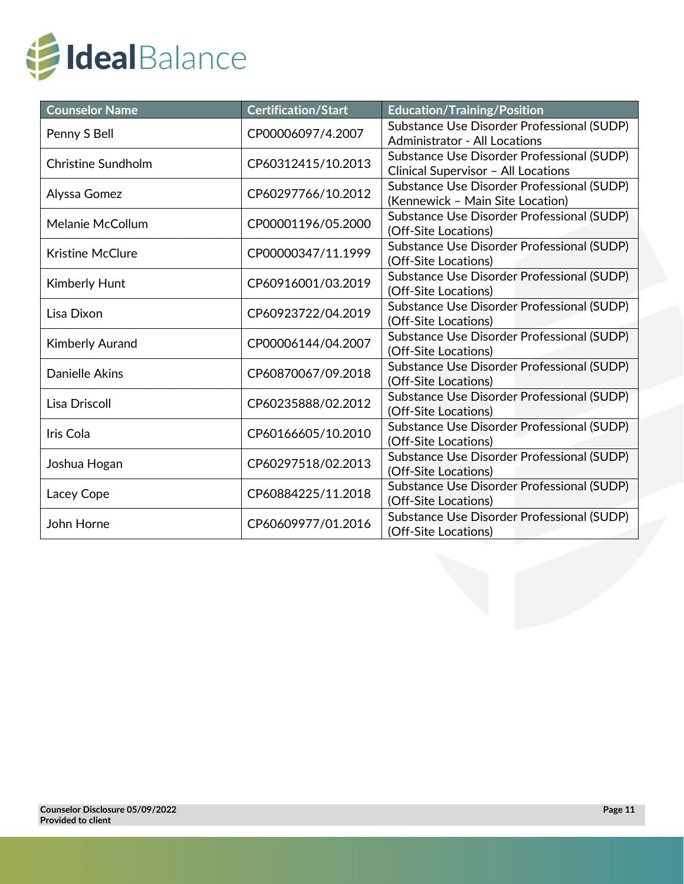| Counselor Name | Certification/Start | Education/Training/Position |
|---|---|---|
| Penny S Bell | CP00006097/4.2007 | Substance Use Disorder Professional (SUDP) Administrator - All Locations |
| Christine Sundholm | CP60312415/10.2013 | Substance Use Disorder Professional (SUDP) Clinical Supervisor – All Locations |
| Alyssa Gomez | CP60297766/10.2012 | Substance Use Disorder Professional (SUDP) (Kennewick – Main Site Location) |
| Melanie McCollum | CP00001196/05.2000 | Substance Use Disorder Professional (SUDP) (Off-Site Locations) |
| Kristine McClure | CP00000347/11.1999 | Substance Use Disorder Professional (SUDP) (Off-Site Locations) |
| Kimberly Hunt | CP60916001/03.2019 | Substance Use Disorder Professional (SUDP) (Off-Site Locations) |
| Lisa Dixon | CP60923722/04.2019 | Substance Use Disorder Professional (SUDP) (Off-Site Locations) |
| Kimberly Aurand | CP00006144/04.2007 | Substance Use Disorder Professional (SUDP) (Off-Site Locations) |
| Danielle Akins | CP60870067/09.2018 | Substance Use Disorder Professional (SUDP) (Off-Site Locations) |
| Lisa Driscoll | CP60235888/02.2012 | Substance Use Disorder Professional (SUDP) (Off-Site Locations) |
| Iris Cola | CP60166605/10.2010 | Substance Use Disorder Professional (SUDP) (Off-Site Locations) |
| Joshua Hogan | CP60297518/02.2013 | Substance Use Disorder Professional (SUDP) (Off-Site Locations) |
| Lacey Cope | CP60884225/11.2018 | Substance Use Disorder Professional (SUDP) (Off-Site Locations) |
| John Horne | CP60609977/01.2016 | Substance Use Disorder Professional (SUDP) (Off-Site Locations) |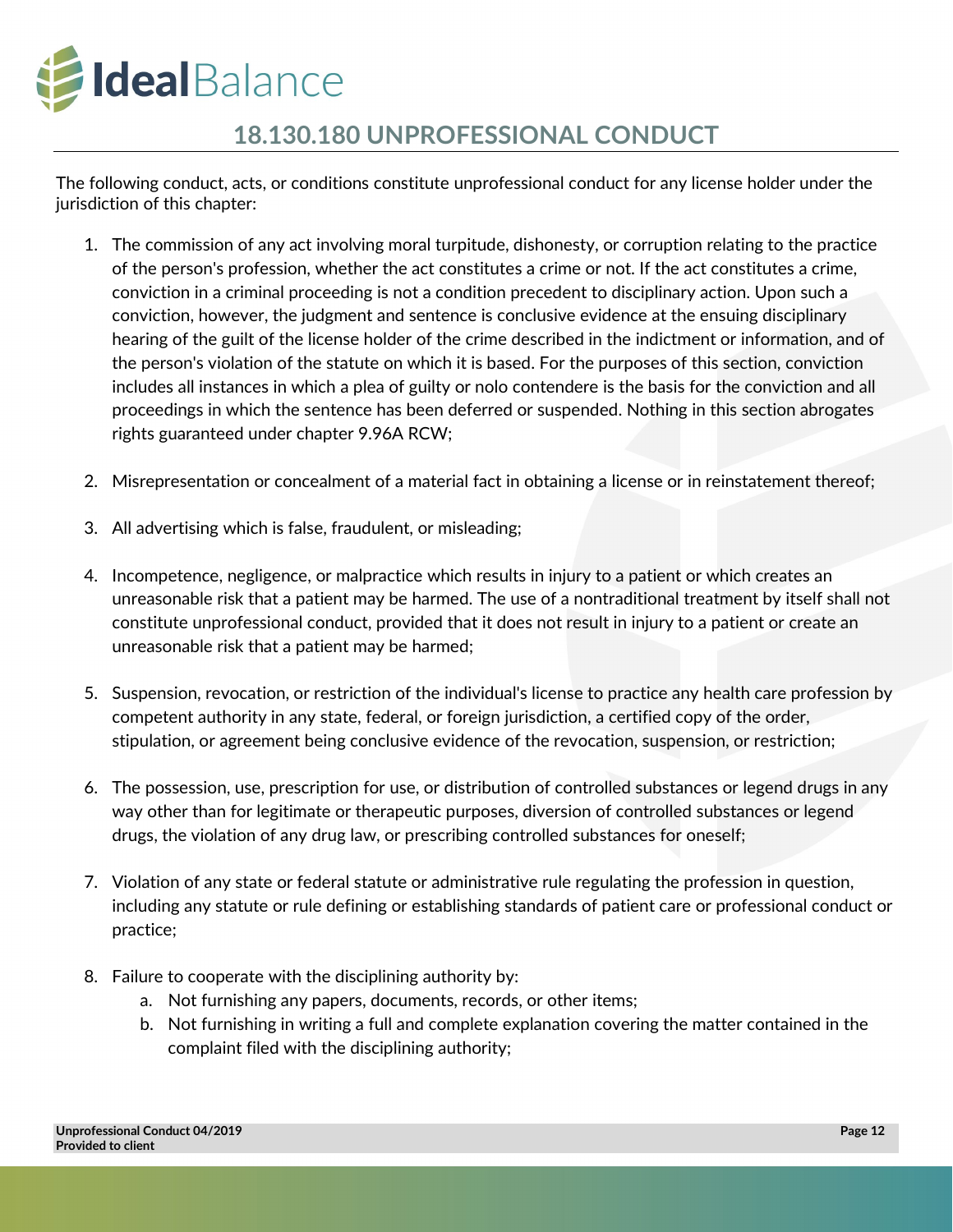## 18.130.180 UNPROFESSIONAL CONDUCT

The following conduct, acts, or conditions constitute unprofessional conduct for any license holder under the jurisdiction of this chapter:

1. The commission of any act involving moral turpitude, dishonesty, or corruption relating to the practice of the person's profession, whether the act constitutes a crime or not. If the act constitutes a crime, conviction in a criminal proceeding is not a condition precedent to disciplinary action. Upon such a conviction, however, the judgment and sentence is conclusive evidence at the ensuing disciplinary hearing of the guilt of the license holder of the crime described in the indictment or information, and of the person's violation of the statute on which it is based. For the purposes of this section, conviction includes all instances in which a plea of guilty or nolo contendere is the basis for the conviction and all proceedings in which the sentence has been deferred or suspended. Nothing in this section abrogates rights guaranteed under chapter 9.96A RCW;

2. Misrepresentation or concealment of a material fact in obtaining a license or in reinstatement thereof;

3. All advertising which is false, fraudulent, or misleading;

4. Incompetence, negligence, or malpractice which results in injury to a patient or which creates an unreasonable risk that a patient may be harmed. The use of a nontraditional treatment by itself shall not constitute unprofessional conduct, provided that it does not result in injury to a patient or create an unreasonable risk that a patient may be harmed;

5. Suspension, revocation, or restriction of the individual's license to practice any health care profession by competent authority in any state, federal, or foreign jurisdiction, a certified copy of the order, stipulation, or agreement being conclusive evidence of the revocation, suspension, or restriction;

6. The possession, use, prescription for use, or distribution of controlled substances or legend drugs in any way other than for legitimate or therapeutic purposes, diversion of controlled substances or legend drugs, the violation of any drug law, or prescribing controlled substances for oneself;

7. Violation of any state or federal statute or administrative rule regulating the profession in question, including any statute or rule defining or establishing standards of patient care or professional conduct or practice;

8. Failure to cooperate with the disciplining authority by:
   a. Not furnishing any papers, documents, records, or other items;
   b. Not furnishing in writing a full and complete explanation covering the matter contained in the complaint filed with the disciplining authority;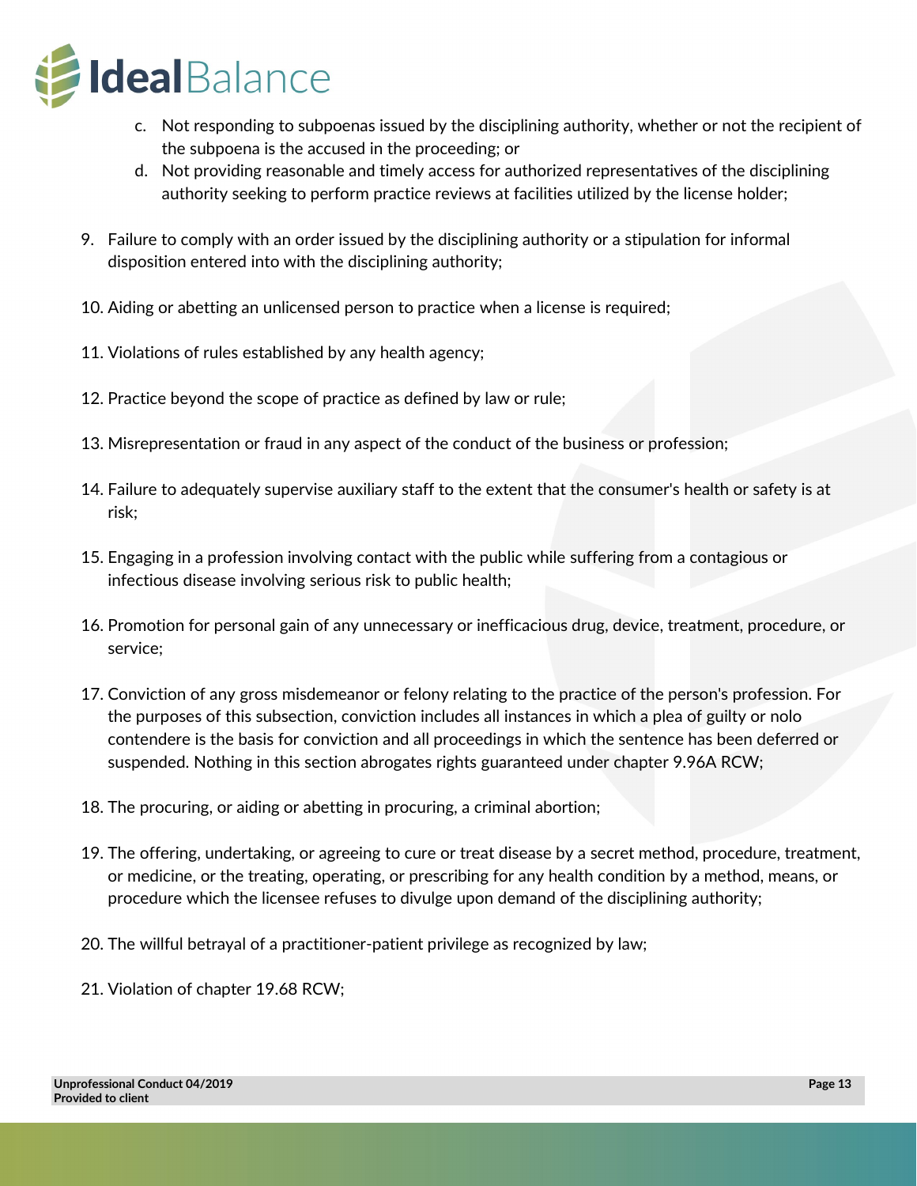c. Not responding to subpoenas issued by the disciplining authority, whether or not the recipient of the subpoena is the accused in the proceeding; or
   d. Not providing reasonable and timely access for authorized representatives of the disciplining authority seeking to perform practice reviews at facilities utilized by the license holder;

9. Failure to comply with an order issued by the disciplining authority or a stipulation for informal disposition entered into with the disciplining authority;

10. Aiding or abetting an unlicensed person to practice when a license is required;

11. Violations of rules established by any health agency;

12. Practice beyond the scope of practice as defined by law or rule;

13. Misrepresentation or fraud in any aspect of the conduct of the business or profession;

14. Failure to adequately supervise auxiliary staff to the extent that the consumer's health or safety is at risk;

15. Engaging in a profession involving contact with the public while suffering from a contagious or infectious disease involving serious risk to public health;

16. Promotion for personal gain of any unnecessary or inefficacious drug, device, treatment, procedure, or service;

17. Conviction of any gross misdemeanor or felony relating to the practice of the person's profession. For the purposes of this subsection, conviction includes all instances in which a plea of guilty or nolo contendere is the basis for conviction and all proceedings in which the sentence has been deferred or suspended. Nothing in this section abrogates rights guaranteed under chapter 9.96A RCW;

18. The procuring, or aiding or abetting in procuring, a criminal abortion;

19. The offering, undertaking, or agreeing to cure or treat disease by a secret method, procedure, treatment, or medicine, or the treating, operating, or prescribing for any health condition by a method, means, or procedure which the licensee refuses to divulge upon demand of the disciplining authority;

20. The willful betrayal of a practitioner-patient privilege as recognized by law;

21. Violation of chapter 19.68 RCW;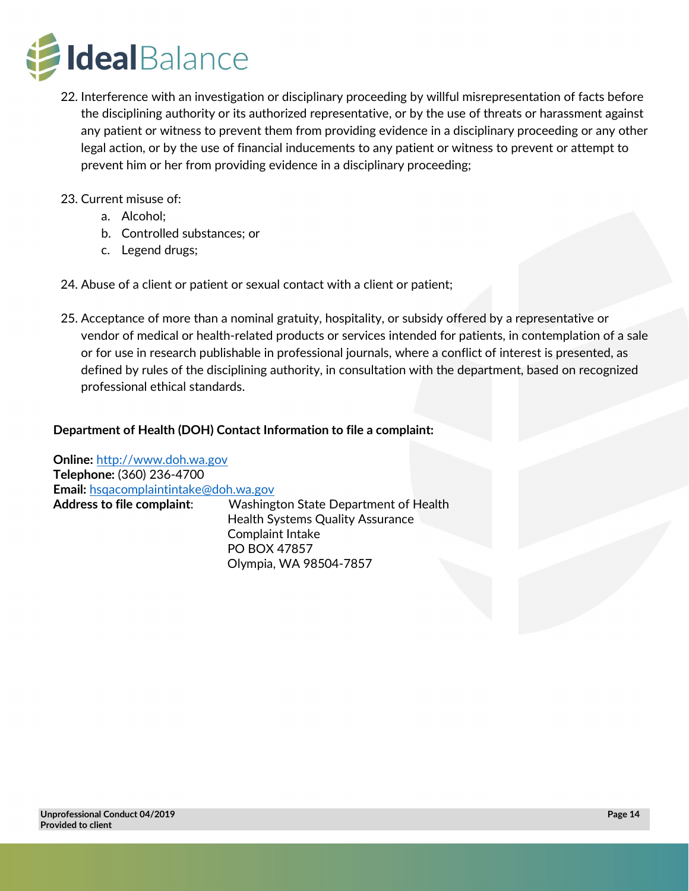22. Interference with an investigation or disciplinary proceeding by willful misrepresentation of facts before the disciplining authority or its authorized representative, or by the use of threats or harassment against any patient or witness to prevent them from providing evidence in a disciplinary proceeding or any other legal action, or by the use of financial inducements to any patient or witness to prevent or attempt to prevent him or her from providing evidence in a disciplinary proceeding;

23. Current misuse of:
    a. Alcohol;
    b. Controlled substances; or
    c. Legend drugs;

24. Abuse of a client or patient or sexual contact with a client or patient;

25. Acceptance of more than a nominal gratuity, hospitality, or subsidy offered by a representative or vendor of medical or health-related products or services intended for patients, in contemplation of a sale or for use in research publishable in professional journals, where a conflict of interest is presented, as defined by rules of the disciplining authority, in consultation with the department, based on recognized professional ethical standards.

**Department of Health (DOH) Contact Information to file a complaint:**

**Online:** http://www.doh.wa.gov
**Telephone:** (360) 236-4700
**Email:** hsqacomplaintintake@doh.wa.gov
**Address to file complaint**: Washington State Department of Health
Health Systems Quality Assurance
Complaint Intake
PO BOX 47857
Olympia, WA 98504-7857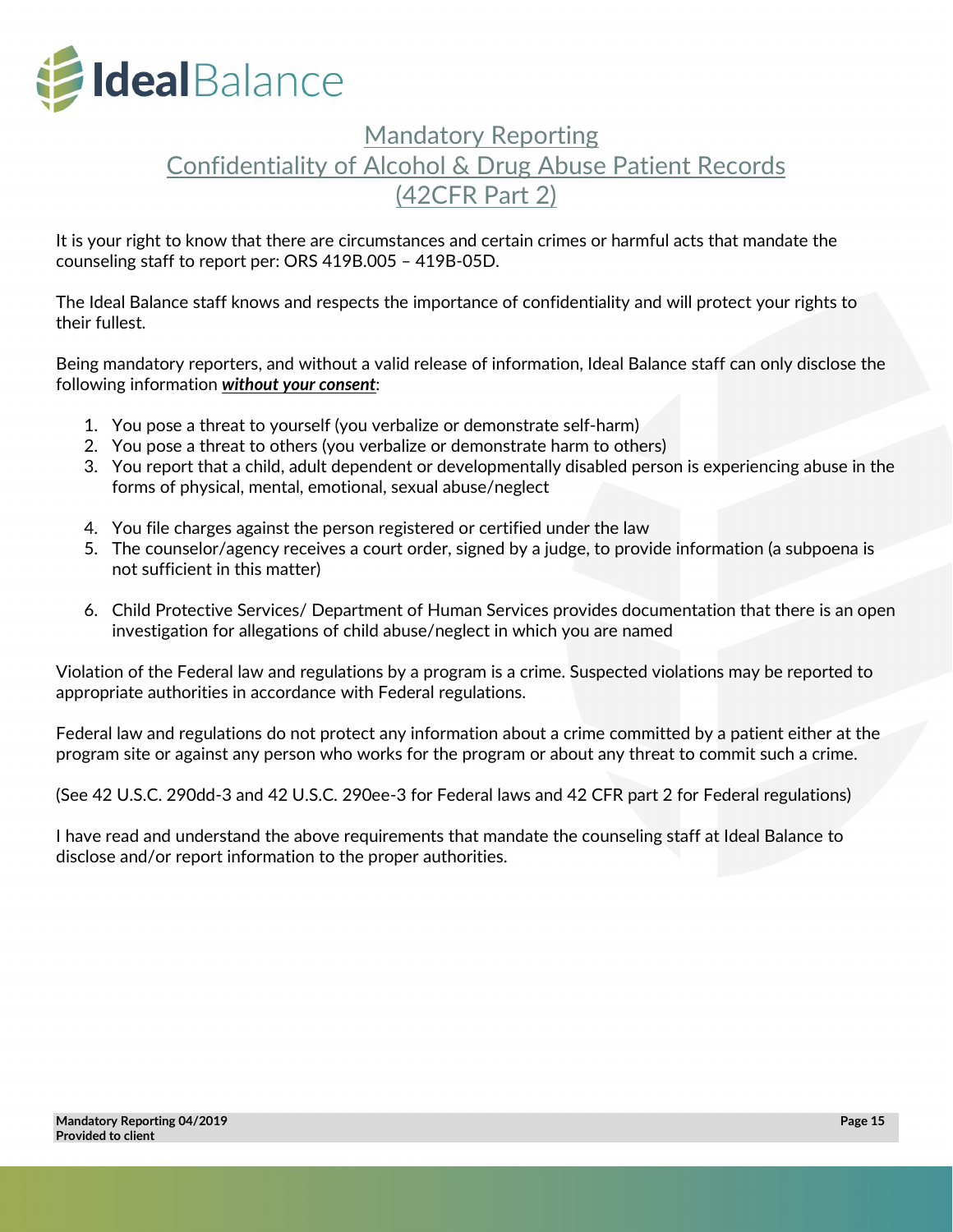# Mandatory Reporting
## Confidentiality of Alcohol & Drug Abuse Patient Records
## (42CFR Part 2)

It is your right to know that there are circumstances and certain crimes or harmful acts that mandate the counseling staff to report per: ORS 419B.005 – 419B-05D.

The Ideal Balance staff knows and respects the importance of confidentiality and will protect your rights to their fullest.

Being mandatory reporters, and without a valid release of information, Ideal Balance staff can only disclose the following information ***without your consent***:

1. You pose a threat to yourself (you verbalize or demonstrate self-harm)
2. You pose a threat to others (you verbalize or demonstrate harm to others)
3. You report that a child, adult dependent or developmentally disabled person is experiencing abuse in the forms of physical, mental, emotional, sexual abuse/neglect
4. You file charges against the person registered or certified under the law
5. The counselor/agency receives a court order, signed by a judge, to provide information (a subpoena is not sufficient in this matter)
6. Child Protective Services/ Department of Human Services provides documentation that there is an open investigation for allegations of child abuse/neglect in which you are named

Violation of the Federal law and regulations by a program is a crime. Suspected violations may be reported to appropriate authorities in accordance with Federal regulations.

Federal law and regulations do not protect any information about a crime committed by a patient either at the program site or against any person who works for the program or about any threat to commit such a crime.

(See 42 U.S.C. 290dd-3 and 42 U.S.C. 290ee-3 for Federal laws and 42 CFR part 2 for Federal regulations)

I have read and understand the above requirements that mandate the counseling staff at Ideal Balance to disclose and/or report information to the proper authorities.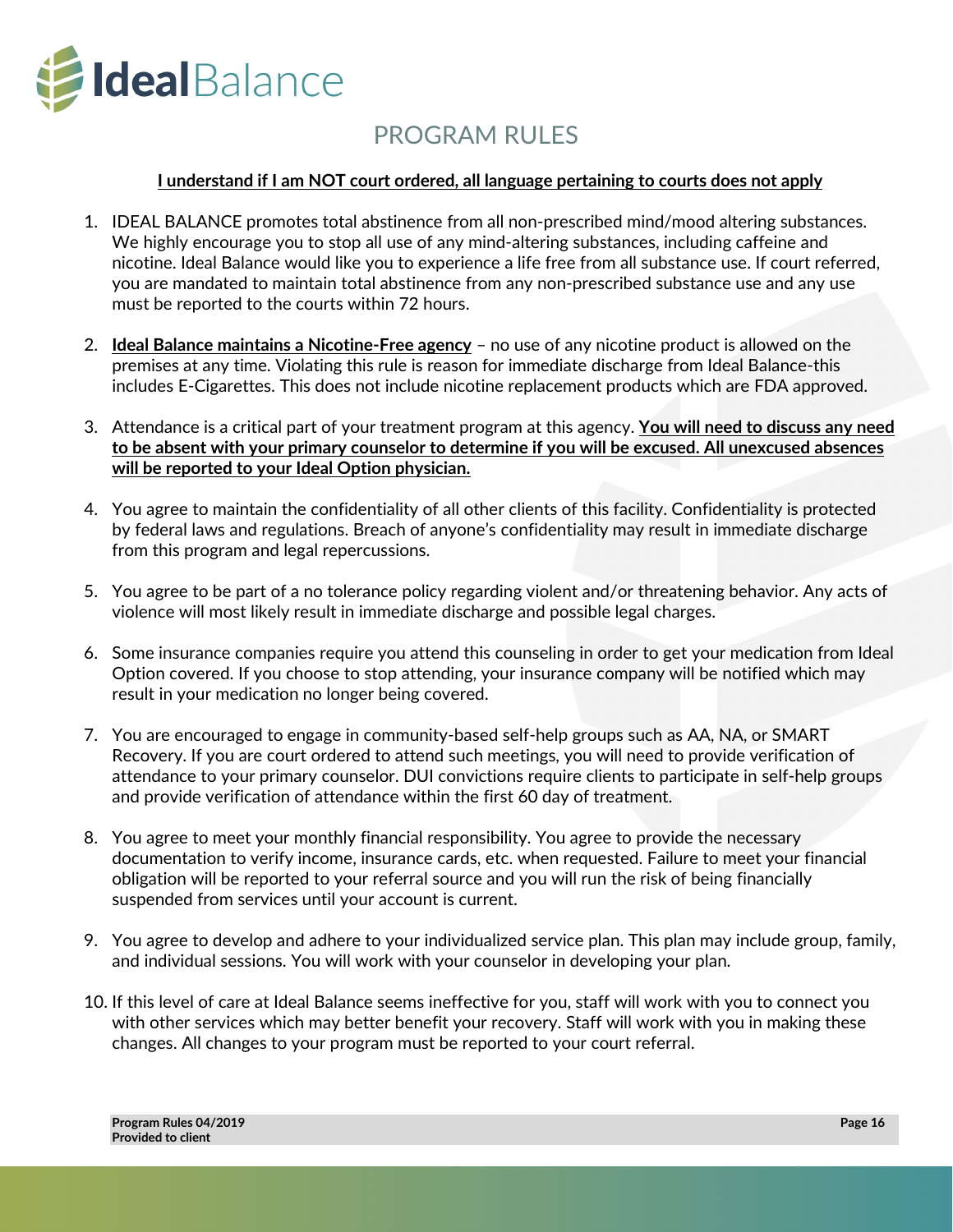IdealBalance

# PROGRAM RULES

**<u>I understand if I am NOT court ordered, all language pertaining to courts does not apply</u>**

1. IDEAL BALANCE promotes total abstinence from all non-prescribed mind/mood altering substances. We highly encourage you to stop all use of any mind-altering substances, including caffeine and nicotine. Ideal Balance would like you to experience a life free from all substance use. If court referred, you are mandated to maintain total abstinence from any non-prescribed substance use and any use must be reported to the courts within 72 hours.

2. **<u>Ideal Balance maintains a Nicotine-Free agency</u>** – no use of any nicotine product is allowed on the premises at any time. Violating this rule is reason for immediate discharge from Ideal Balance-this includes E-Cigarettes. This does not include nicotine replacement products which are FDA approved.

3. Attendance is a critical part of your treatment program at this agency. **<u>You will need to discuss any need to be absent with your primary counselor to determine if you will be excused. All unexcused absences will be reported to your Ideal Option physician.</u>**

4. You agree to maintain the confidentiality of all other clients of this facility. Confidentiality is protected by federal laws and regulations. Breach of anyone's confidentiality may result in immediate discharge from this program and legal repercussions.

5. You agree to be part of a no tolerance policy regarding violent and/or threatening behavior. Any acts of violence will most likely result in immediate discharge and possible legal charges.

6. Some insurance companies require you attend this counseling in order to get your medication from Ideal Option covered. If you choose to stop attending, your insurance company will be notified which may result in your medication no longer being covered.

7. You are encouraged to engage in community-based self-help groups such as AA, NA, or SMART Recovery. If you are court ordered to attend such meetings, you will need to provide verification of attendance to your primary counselor. DUI convictions require clients to participate in self-help groups and provide verification of attendance within the first 60 day of treatment.

8. You agree to meet your monthly financial responsibility. You agree to provide the necessary documentation to verify income, insurance cards, etc. when requested. Failure to meet your financial obligation will be reported to your referral source and you will run the risk of being financially suspended from services until your account is current.

9. You agree to develop and adhere to your individualized service plan. This plan may include group, family, and individual sessions. You will work with your counselor in developing your plan.

10. If this level of care at Ideal Balance seems ineffective for you, staff will work with you to connect you with other services which may better benefit your recovery. Staff will work with you in making these changes. All changes to your program must be reported to your court referral.

**Program Rules 04/2019**
**Provided to client**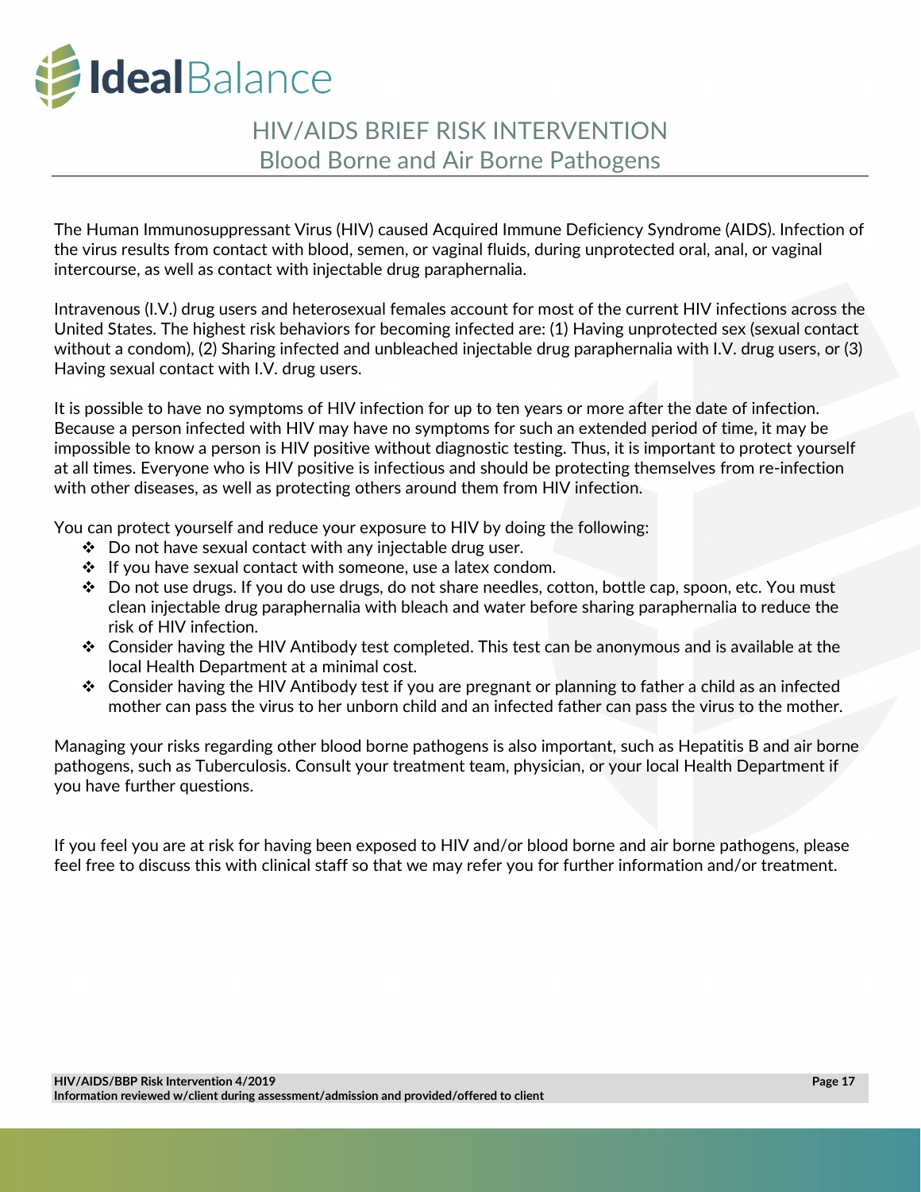# HIV/AIDS BRIEF RISK INTERVENTION

## Blood Borne and Air Borne Pathogens

The Human Immunosuppressant Virus (HIV) caused Acquired Immune Deficiency Syndrome (AIDS). Infection of the virus results from contact with blood, semen, or vaginal fluids, during unprotected oral, anal, or vaginal intercourse, as well as contact with injectable drug paraphernalia.

Intravenous (I.V.) drug users and heterosexual females account for most of the current HIV infections across the United States. The highest risk behaviors for becoming infected are: (1) Having unprotected sex (sexual contact without a condom), (2) Sharing infected and unbleached injectable drug paraphernalia with I.V. drug users, or (3) Having sexual contact with I.V. drug users.

It is possible to have no symptoms of HIV infection for up to ten years or more after the date of infection. Because a person infected with HIV may have no symptoms for such an extended period of time, it may be impossible to know a person is HIV positive without diagnostic testing. Thus, it is important to protect yourself at all times. Everyone who is HIV positive is infectious and should be protecting themselves from re-infection with other diseases, as well as protecting others around them from HIV infection.

You can protect yourself and reduce your exposure to HIV by doing the following:

- Do not have sexual contact with any injectable drug user.
- If you have sexual contact with someone, use a latex condom.
- Do not use drugs. If you do use drugs, do not share needles, cotton, bottle cap, spoon, etc. You must clean injectable drug paraphernalia with bleach and water before sharing paraphernalia to reduce the risk of HIV infection.
- Consider having the HIV Antibody test completed. This test can be anonymous and is available at the local Health Department at a minimal cost.
- Consider having the HIV Antibody test if you are pregnant or planning to father a child as an infected mother can pass the virus to her unborn child and an infected father can pass the virus to the mother.

Managing your risks regarding other blood borne pathogens is also important, such as Hepatitis B and air borne pathogens, such as Tuberculosis. Consult your treatment team, physician, or your local Health Department if you have further questions.

If you feel you are at risk for having been exposed to HIV and/or blood borne and air borne pathogens, please feel free to discuss this with clinical staff so that we may refer you for further information and/or treatment.

**HIV/AIDS/BBP Risk Intervention 4/2019**
**Information reviewed w/client during assessment/admission and provided/offered to client**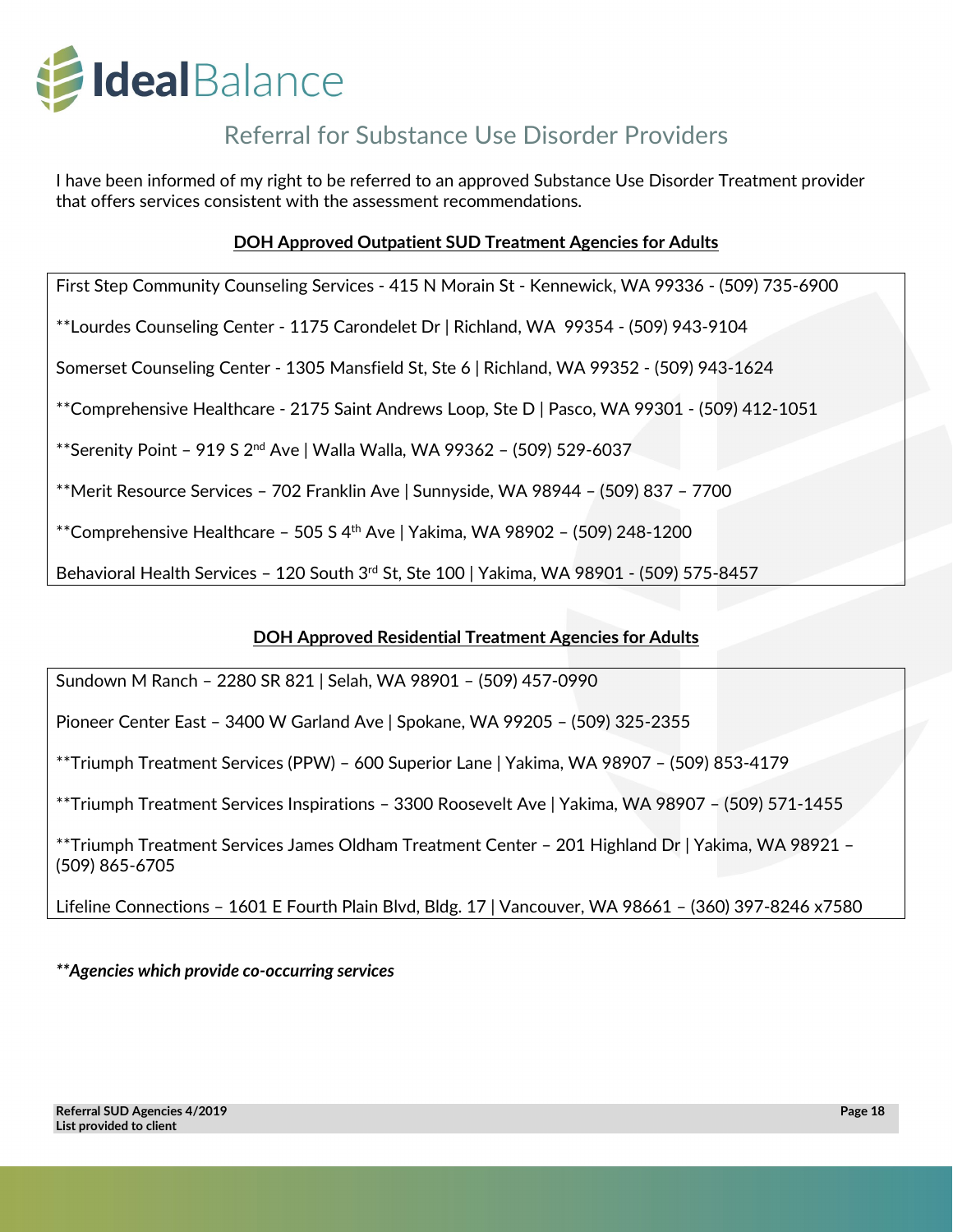# IdealBalance

## Referral for Substance Use Disorder Providers

I have been informed of my right to be referred to an approved Substance Use Disorder Treatment provider that offers services consistent with the assessment recommendations.

### DOH Approved Outpatient SUD Treatment Agencies for Adults

First Step Community Counseling Services - 415 N Morain St - Kennewick, WA 99336 - (509) 735-6900

**Lourdes Counseling Center - 1175 Carondelet Dr | Richland, WA 99354 - (509) 943-9104

Somerset Counseling Center - 1305 Mansfield St, Ste 6 | Richland, WA 99352 - (509) 943-1624

**Comprehensive Healthcare - 2175 Saint Andrews Loop, Ste D | Pasco, WA 99301 - (509) 412-1051

**Serenity Point – 919 S 2nd Ave | Walla Walla, WA 99362 – (509) 529-6037

**Merit Resource Services – 702 Franklin Ave | Sunnyside, WA 98944 – (509) 837 – 7700

**Comprehensive Healthcare – 505 S 4th Ave | Yakima, WA 98902 – (509) 248-1200

Behavioral Health Services – 120 South 3rd St, Ste 100 | Yakima, WA 98901 - (509) 575-8457

### DOH Approved Residential Treatment Agencies for Adults

Sundown M Ranch – 2280 SR 821 | Selah, WA 98901 – (509) 457-0990

Pioneer Center East – 3400 W Garland Ave | Spokane, WA 99205 – (509) 325-2355

**Triumph Treatment Services (PPW) – 600 Superior Lane | Yakima, WA 98907 – (509) 853-4179

**Triumph Treatment Services Inspirations – 3300 Roosevelt Ave | Yakima, WA 98907 – (509) 571-1455

**Triumph Treatment Services James Oldham Treatment Center – 201 Highland Dr | Yakima, WA 98921 – (509) 865-6705

Lifeline Connections – 1601 E Fourth Plain Blvd, Bldg. 17 | Vancouver, WA 98661 – (360) 397-8246 x7580

***\*\*Agencies which provide co-occurring services***

**Referral SUD Agencies 4/2019**
**List provided to client**